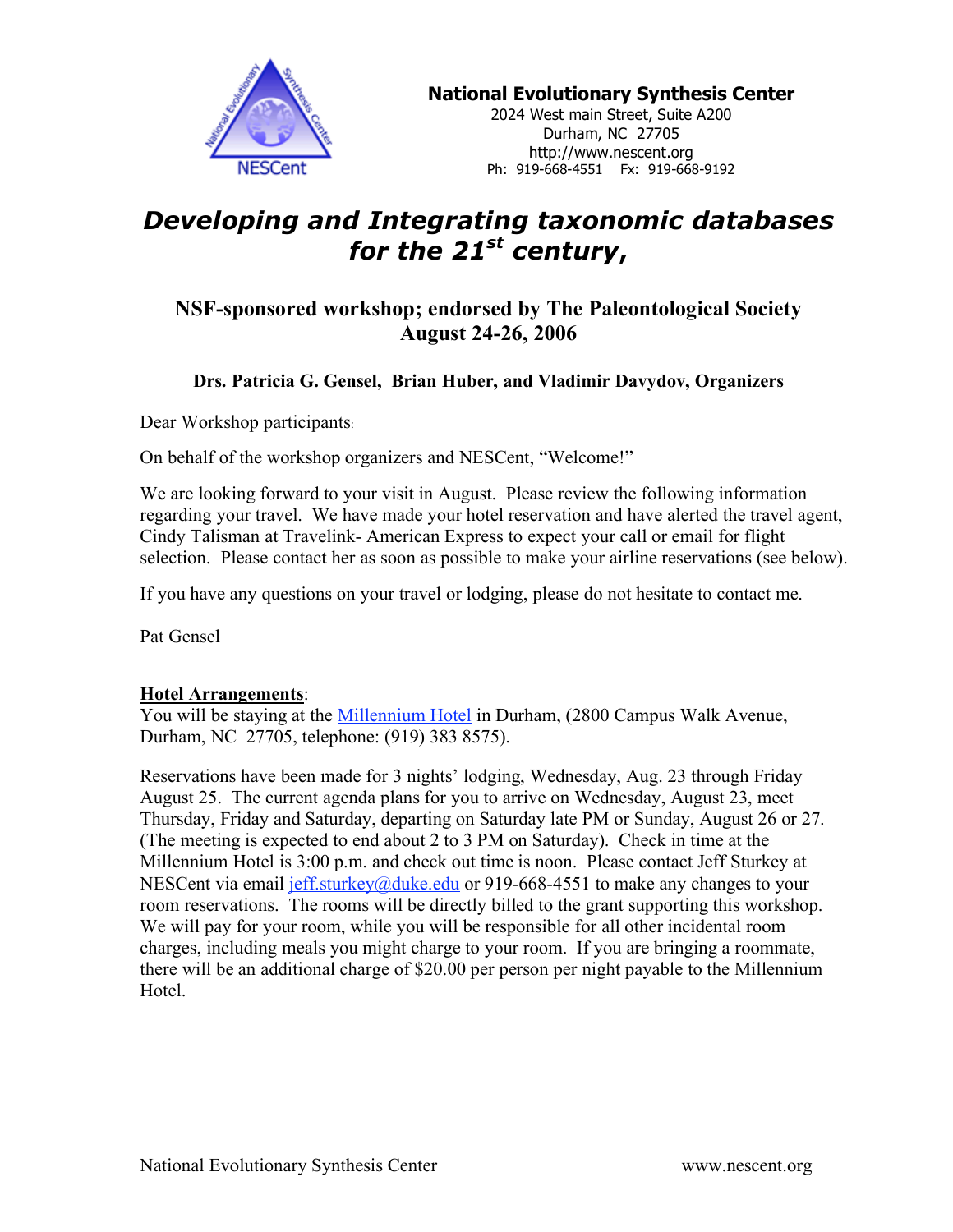**National Evolutionary Synthesis Center**
2024 West main Street, Suite A200
Durham, NC 27705
http://www.nescent.org
Ph: 919-668-4551 Fx: 919-668-9192

# *Developing and Integrating taxonomic databases for the 21st century,*

## NSF-sponsored workshop; endorsed by The Paleontological Society
## August 24-26, 2006

**Drs. Patricia G. Gensel, Brian Huber, and Vladimir Davydov, Organizers**

Dear Workshop participants:

On behalf of the workshop organizers and NESCent, "Welcome!"

We are looking forward to your visit in August. Please review the following information regarding your travel. We have made your hotel reservation and have alerted the travel agent, Cindy Talisman at Travelink- American Express to expect your call or email for flight selection. Please contact her as soon as possible to make your airline reservations (see below).

If you have any questions on your travel or lodging, please do not hesitate to contact me.

Pat Gensel

**Hotel Arrangements**:
You will be staying at the Millennium Hotel in Durham, (2800 Campus Walk Avenue, Durham, NC 27705, telephone: (919) 383 8575).

Reservations have been made for 3 nights' lodging, Wednesday, Aug. 23 through Friday August 25. The current agenda plans for you to arrive on Wednesday, August 23, meet Thursday, Friday and Saturday, departing on Saturday late PM or Sunday, August 26 or 27. (The meeting is expected to end about 2 to 3 PM on Saturday). Check in time at the Millennium Hotel is 3:00 p.m. and check out time is noon. Please contact Jeff Sturkey at NESCent via email jeff.sturkey@duke.edu or 919-668-4551 to make any changes to your room reservations. The rooms will be directly billed to the grant supporting this workshop. We will pay for your room, while you will be responsible for all other incidental room charges, including meals you might charge to your room. If you are bringing a roommate, there will be an additional charge of $20.00 per person per night payable to the Millennium Hotel.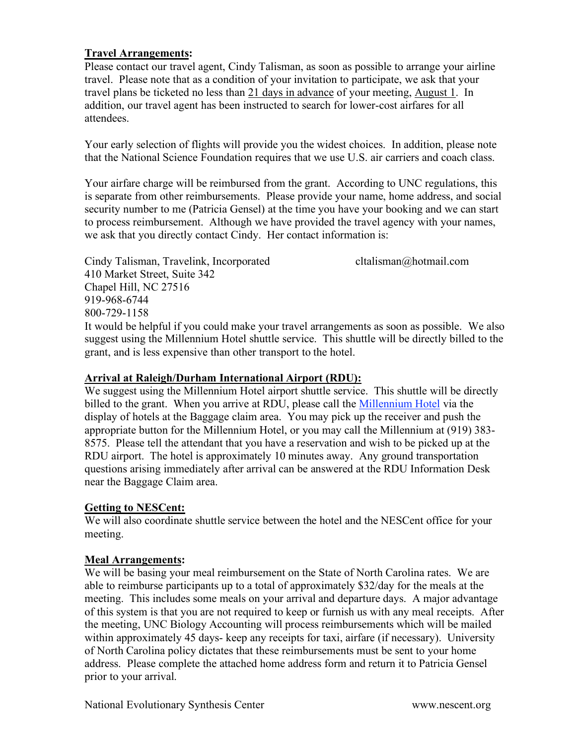**<u>Travel Arrangements</u>:**
Please contact our travel agent, Cindy Talisman, as soon as possible to arrange your airline travel. Please note that as a condition of your invitation to participate, we ask that your travel plans be ticketed no less than <u>21 days in advance</u> of your meeting, <u>August 1</u>. In addition, our travel agent has been instructed to search for lower-cost airfares for all attendees.

Your early selection of flights will provide you the widest choices. In addition, please note that the National Science Foundation requires that we use U.S. air carriers and coach class.

Your airfare charge will be reimbursed from the grant. According to UNC regulations, this is separate from other reimbursements. Please provide your name, home address, and social security number to me (Patricia Gensel) at the time you have your booking and we can start to process reimbursement. Although we have provided the travel agency with your names, we ask that you directly contact Cindy. Her contact information is:

Cindy Talisman, Travelink, Incorporated
410 Market Street, Suite 342
Chapel Hill, NC 27516
919-968-6744
800-729-1158
cltalisman@hotmail.com

It would be helpful if you could make your travel arrangements as soon as possible. We also suggest using the Millennium Hotel shuttle service. This shuttle will be directly billed to the grant, and is less expensive than other transport to the hotel.

**<u>Arrival at Raleigh/Durham International Airport (RDU):</u>**
We suggest using the Millennium Hotel airport shuttle service. This shuttle will be directly billed to the grant. When you arrive at RDU, please call the Millennium Hotel via the display of hotels at the Baggage claim area. You may pick up the receiver and push the appropriate button for the Millennium Hotel, or you may call the Millennium at (919) 383-8575. Please tell the attendant that you have a reservation and wish to be picked up at the RDU airport. The hotel is approximately 10 minutes away. Any ground transportation questions arising immediately after arrival can be answered at the RDU Information Desk near the Baggage Claim area.

**<u>Getting to NESCent:</u>**
We will also coordinate shuttle service between the hotel and the NESCent office for your meeting.

**<u>Meal Arrangements</u>:**
We will be basing your meal reimbursement on the State of North Carolina rates. We are able to reimburse participants up to a total of approximately $32/day for the meals at the meeting. This includes some meals on your arrival and departure days. A major advantage of this system is that you are not required to keep or furnish us with any meal receipts. After the meeting, UNC Biology Accounting will process reimbursements which will be mailed within approximately 45 days- keep any receipts for taxi, airfare (if necessary). University of North Carolina policy dictates that these reimbursements must be sent to your home address. Please complete the attached home address form and return it to Patricia Gensel prior to your arrival.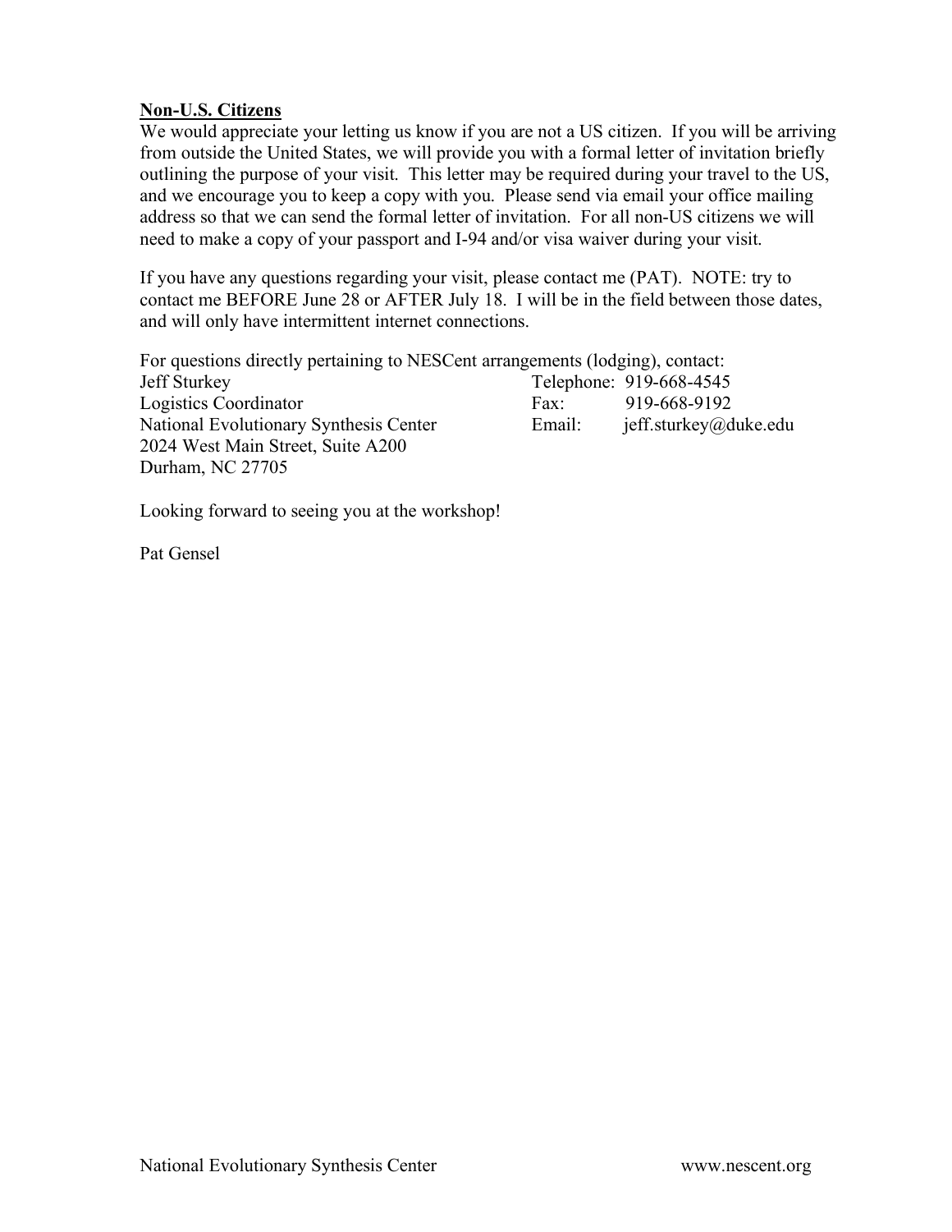**Non-U.S. Citizens**

We would appreciate your letting us know if you are not a US citizen. If you will be arriving from outside the United States, we will provide you with a formal letter of invitation briefly outlining the purpose of your visit. This letter may be required during your travel to the US, and we encourage you to keep a copy with you. Please send via email your office mailing address so that we can send the formal letter of invitation. For all non-US citizens we will need to make a copy of your passport and I-94 and/or visa waiver during your visit.

If you have any questions regarding your visit, please contact me (PAT). NOTE: try to contact me BEFORE June 28 or AFTER July 18. I will be in the field between those dates, and will only have intermittent internet connections.

For questions directly pertaining to NESCent arrangements (lodging), contact:

| | | |
|---|---|---|
| Jeff Sturkey | Telephone: | 919-668-4545 |
| Logistics Coordinator | Fax: | 919-668-9192 |
| National Evolutionary Synthesis Center | Email: | jeff.sturkey@duke.edu |
| 2024 West Main Street, Suite A200 | | |
| Durham, NC 27705 | | |

Looking forward to seeing you at the workshop!

Pat Gensel